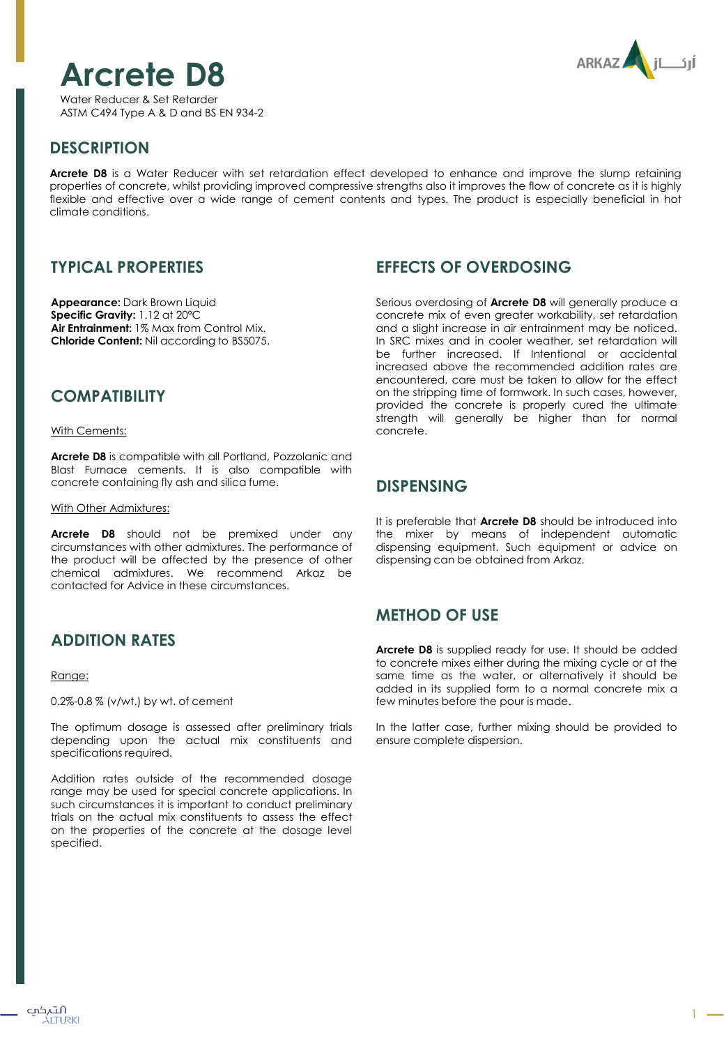# Arcrete D8

Water Reducer & Set Retarder
ASTM C494 Type A & D and BS EN 934-2

## DESCRIPTION

**Arcrete D8** is a Water Reducer with set retardation effect developed to enhance and improve the slump retaining properties of concrete, whilst providing improved compressive strengths also it improves the flow of concrete as it is highly flexible and effective over a wide range of cement contents and types. The product is especially beneficial in hot climate conditions.

## TYPICAL PROPERTIES

**Appearance:** Dark Brown Liquid
**Specific Gravity:** 1.12 at 20°C
**Air Entrainment:** 1% Max from Control Mix.
**Chloride Content:** Nil according to BS5075.

## COMPATIBILITY

With Cements:

**Arcrete D8** is compatible with all Portland, Pozzolanic and Blast Furnace cements. It is also compatible with concrete containing fly ash and silica fume.

With Other Admixtures:

**Arcrete D8** should not be premixed under any circumstances with other admixtures. The performance of the product will be affected by the presence of other chemical admixtures. We recommend Arkaz be contacted for Advice in these circumstances.

## ADDITION RATES

Range:

0.2%-0.8 % (v/wt.) by wt. of cement

The optimum dosage is assessed after preliminary trials depending upon the actual mix constituents and specifications required.

Addition rates outside of the recommended dosage range may be used for special concrete applications. In such circumstances it is important to conduct preliminary trials on the actual mix constituents to assess the effect on the properties of the concrete at the dosage level specified.

## EFFECTS OF OVERDOSING

Serious overdosing of **Arcrete D8** will generally produce a concrete mix of even greater workability, set retardation and a slight increase in air entrainment may be noticed. In SRC mixes and in cooler weather, set retardation will be further increased. If Intentional or accidental increased above the recommended addition rates are encountered, care must be taken to allow for the effect on the stripping time of formwork. In such cases, however, provided the concrete is properly cured the ultimate strength will generally be higher than for normal concrete.

## DISPENSING

It is preferable that **Arcrete D8** should be introduced into the mixer by means of independent automatic dispensing equipment. Such equipment or advice on dispensing can be obtained from Arkaz.

## METHOD OF USE

**Arcrete D8** is supplied ready for use. It should be added to concrete mixes either during the mixing cycle or at the same time as the water, or alternatively it should be added in its supplied form to a normal concrete mix a few minutes before the pour is made.

In the latter case, further mixing should be provided to ensure complete dispersion.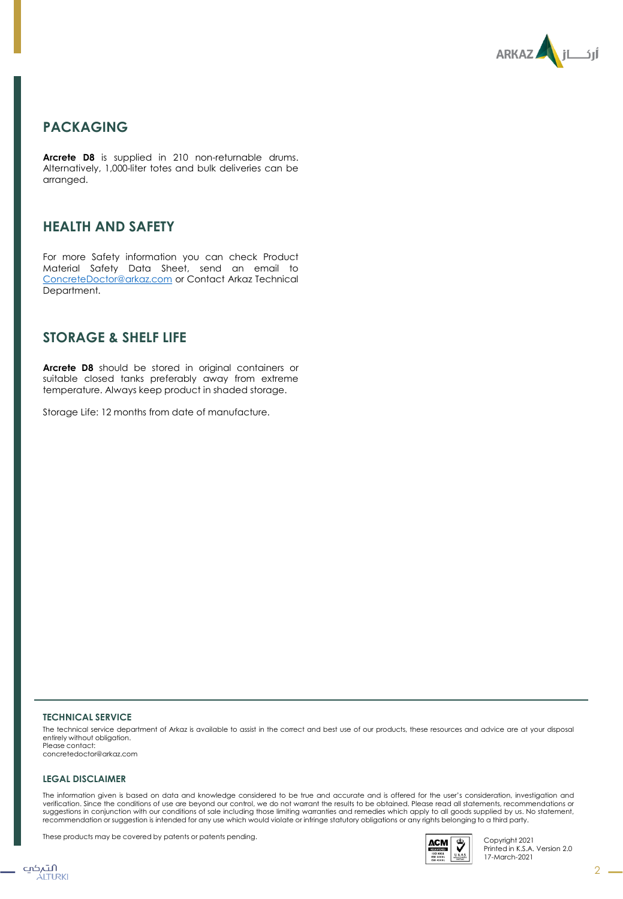## PACKAGING

**Arcrete D8** is supplied in 210 non-returnable drums. Alternatively, 1,000-liter totes and bulk deliveries can be arranged.

## HEALTH AND SAFETY

For more Safety information you can check Product Material Safety Data Sheet, send an email to ConcreteDoctor@arkaz.com or Contact Arkaz Technical Department.

## STORAGE & SHELF LIFE

**Arcrete D8** should be stored in original containers or suitable closed tanks preferably away from extreme temperature. Always keep product in shaded storage.

Storage Life: 12 months from date of manufacture.

### TECHNICAL SERVICE

The technical service department of Arkaz is available to assist in the correct and best use of our products, these resources and advice are at your disposal entirely without obligation.
Please contact:
concretedoctor@arkaz.com

### LEGAL DISCLAIMER

The information given is based on data and knowledge considered to be true and accurate and is offered for the user's consideration, investigation and verification. Since the conditions of use are beyond our control, we do not warrant the results to be obtained. Please read all statements, recommendations or suggestions in conjunction with our conditions of sale including those limiting warranties and remedies which apply to all goods supplied by us. No statement, recommendation or suggestion is intended for any use which would violate or infringe statutory obligations or any rights belonging to a third party.

These products may be covered by patents or patents pending.

Copyright 2021
Printed in K.S.A. Version 2.0
17-March-2021